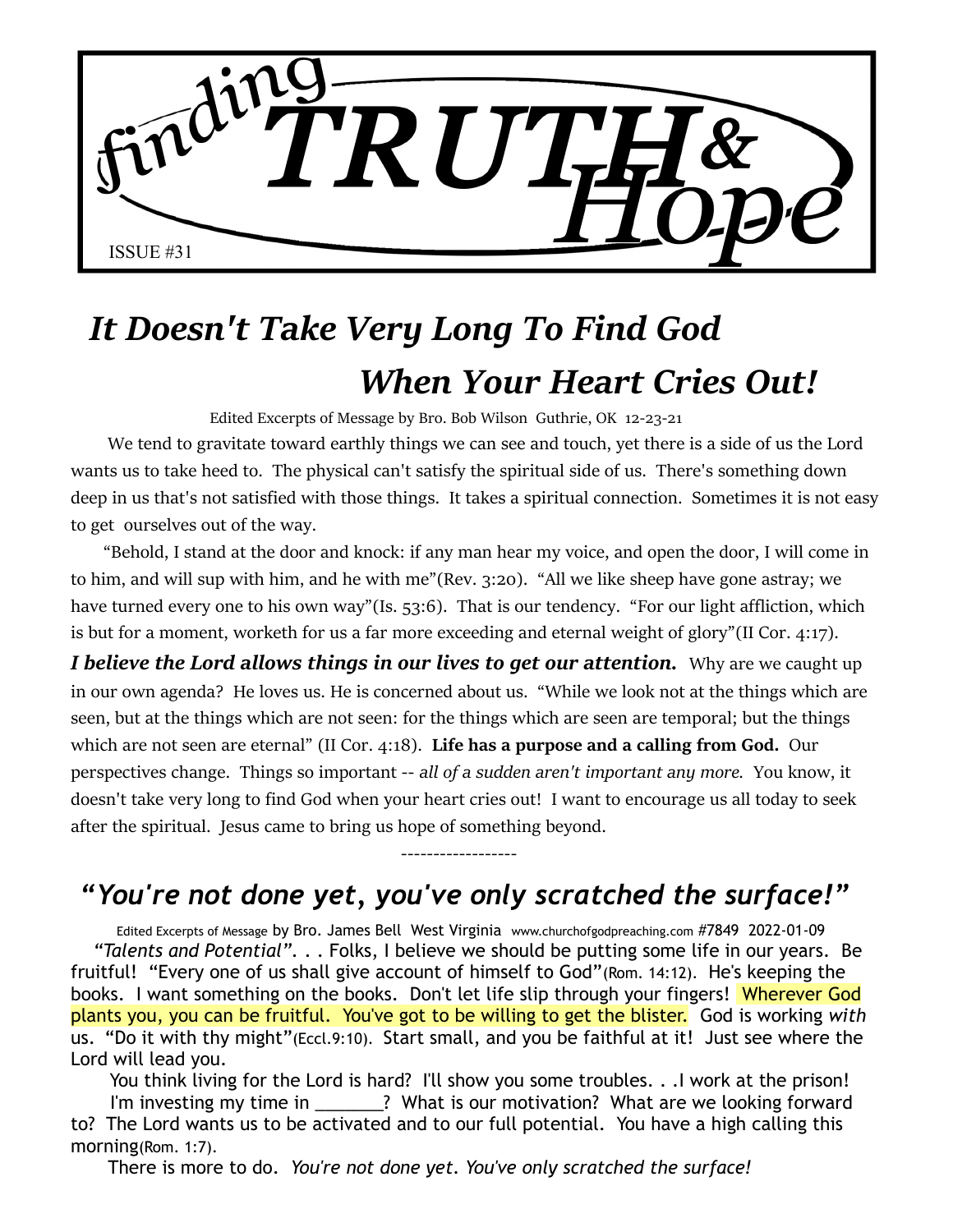# finding TRUTH & Hope

ISSUE #31

## *It Doesn't Take Very Long To Find God When Your Heart Cries Out!*

Edited Excerpts of Message by Bro. Bob Wilson Guthrie, OK 12-23-21

We tend to gravitate toward earthly things we can see and touch, yet there is a side of us the Lord wants us to take heed to. The physical can't satisfy the spiritual side of us. There's something down deep in us that's not satisfied with those things. It takes a spiritual connection. Sometimes it is not easy to get ourselves out of the way.

"Behold, I stand at the door and knock: if any man hear my voice, and open the door, I will come in to him, and will sup with him, and he with me"(Rev. 3:20). "All we like sheep have gone astray; we have turned every one to his own way"(Is. 53:6). That is our tendency. "For our light affliction, which is but for a moment, worketh for us a far more exceeding and eternal weight of glory"(II Cor. 4:17). ***I believe the Lord allows things in our lives to get our attention.*** Why are we caught up in our own agenda? He loves us. He is concerned about us. "While we look not at the things which are seen, but at the things which are not seen: for the things which are seen are temporal; but the things which are not seen are eternal" (II Cor. 4:18). **Life has a purpose and a calling from God.** Our perspectives change. Things so important -- *all of a sudden aren't important any more.* You know, it doesn't take very long to find God when your heart cries out! I want to encourage us all today to seek after the spiritual. Jesus came to bring us hope of something beyond.

------------------

## *"You're not done yet, you've only scratched the surface!"*

Edited Excerpts of Message by Bro. James Bell West Virginia www.churchofgodpreaching.com #7849 2022-01-09

*"Talents and Potential"*. . . Folks, I believe we should be putting some life in our years. Be fruitful! "Every one of us shall give account of himself to God"(Rom. 14:12). He's keeping the books. I want something on the books. Don't let life slip through your fingers! Wherever God plants you, you can be fruitful. You've got to be willing to get the blister. God is working *with* us. "Do it with thy might"(Eccl.9:10). Start small, and you be faithful at it! Just see where the Lord will lead you.

You think living for the Lord is hard? I'll show you some troubles. . .I work at the prison!

I'm investing my time in _______? What is our motivation? What are we looking forward to? The Lord wants us to be activated and to our full potential. You have a high calling this morning(Rom. 1:7).

There is more to do. *You're not done yet. You've only scratched the surface!*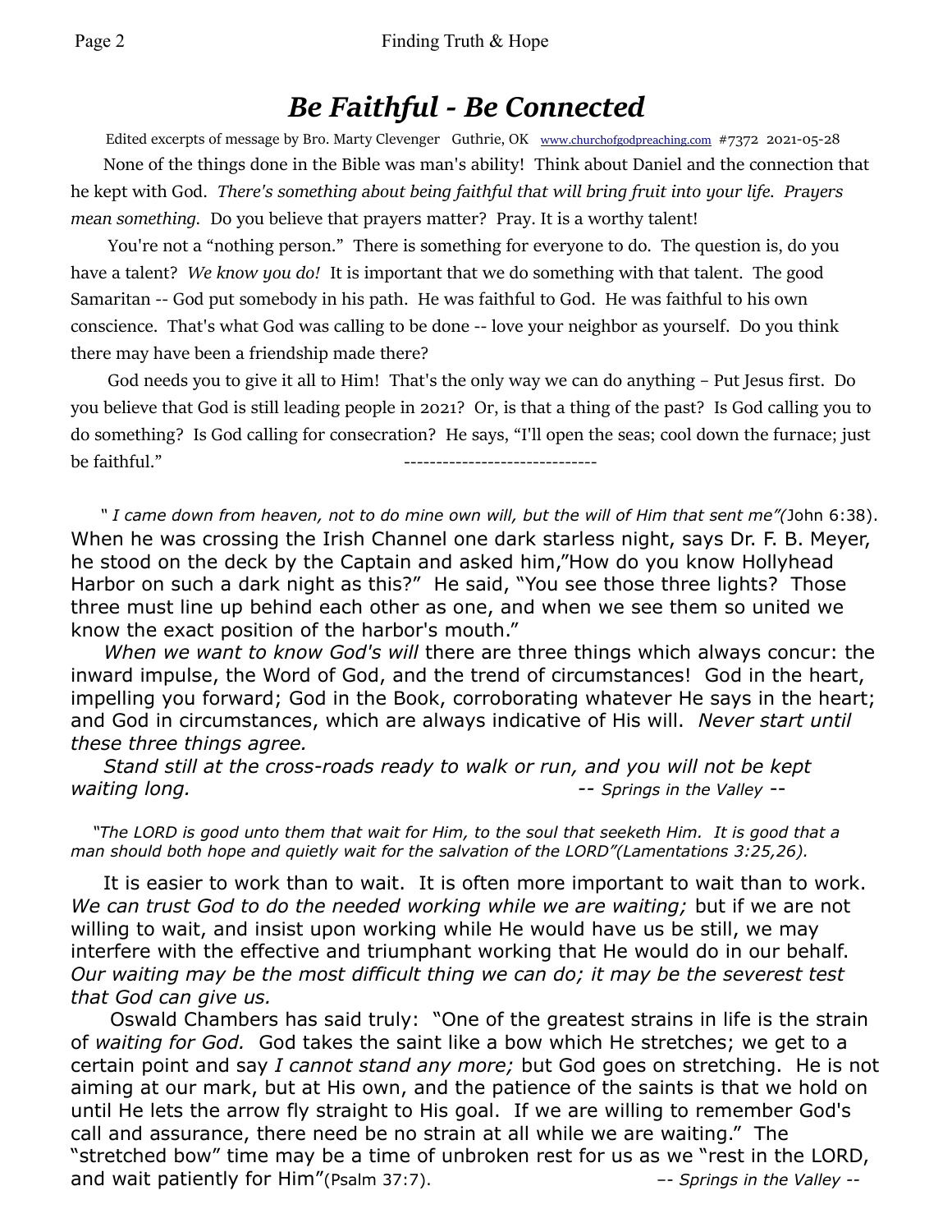# *Be Faithful - Be Connected*

Edited excerpts of message by Bro. Marty Clevenger Guthrie, OK www.churchofgodpreaching.com #7372 2021-05-28

None of the things done in the Bible was man's ability! Think about Daniel and the connection that he kept with God. *There's something about being faithful that will bring fruit into your life. Prayers mean something.* Do you believe that prayers matter? Pray. It is a worthy talent!

You're not a "nothing person." There is something for everyone to do. The question is, do you have a talent? *We know you do!* It is important that we do something with that talent. The good Samaritan -- God put somebody in his path. He was faithful to God. He was faithful to his own conscience. That's what God was calling to be done -- love your neighbor as yourself. Do you think there may have been a friendship made there?

God needs you to give it all to Him! That's the only way we can do anything – Put Jesus first. Do you believe that God is still leading people in 2021? Or, is that a thing of the past? Is God calling you to do something? Is God calling for consecration? He says, "I'll open the seas; cool down the furnace; just be faithful."

------------------------------

"*I came down from heaven, not to do mine own will, but the will of Him that sent me"(*John 6:38). When he was crossing the Irish Channel one dark starless night, says Dr. F. B. Meyer, he stood on the deck by the Captain and asked him,"How do you know Hollyhead Harbor on such a dark night as this?" He said, "You see those three lights? Those three must line up behind each other as one, and when we see them so united we know the exact position of the harbor's mouth."

*When we want to know God's will* there are three things which always concur: the inward impulse, the Word of God, and the trend of circumstances! God in the heart, impelling you forward; God in the Book, corroborating whatever He says in the heart; and God in circumstances, which are always indicative of His will. *Never start until these three things agree.*

*Stand still at the cross-roads ready to walk or run, and you will not be kept waiting long.* -- *Springs in the Valley* --

*"The LORD is good unto them that wait for Him, to the soul that seeketh Him. It is good that a man should both hope and quietly wait for the salvation of the LORD"(Lamentations 3:25,26).*

It is easier to work than to wait. It is often more important to wait than to work. *We can trust God to do the needed working while we are waiting;* but if we are not willing to wait, and insist upon working while He would have us be still, we may interfere with the effective and triumphant working that He would do in our behalf. *Our waiting may be the most difficult thing we can do; it may be the severest test that God can give us.*

Oswald Chambers has said truly: "One of the greatest strains in life is the strain of *waiting for God.* God takes the saint like a bow which He stretches; we get to a certain point and say *I cannot stand any more;* but God goes on stretching. He is not aiming at our mark, but at His own, and the patience of the saints is that we hold on until He lets the arrow fly straight to His goal. If we are willing to remember God's call and assurance, there need be no strain at all while we are waiting." The "stretched bow" time may be a time of unbroken rest for us as we "rest in the LORD, and wait patiently for Him"(Psalm 37:7). -- *Springs in the Valley* --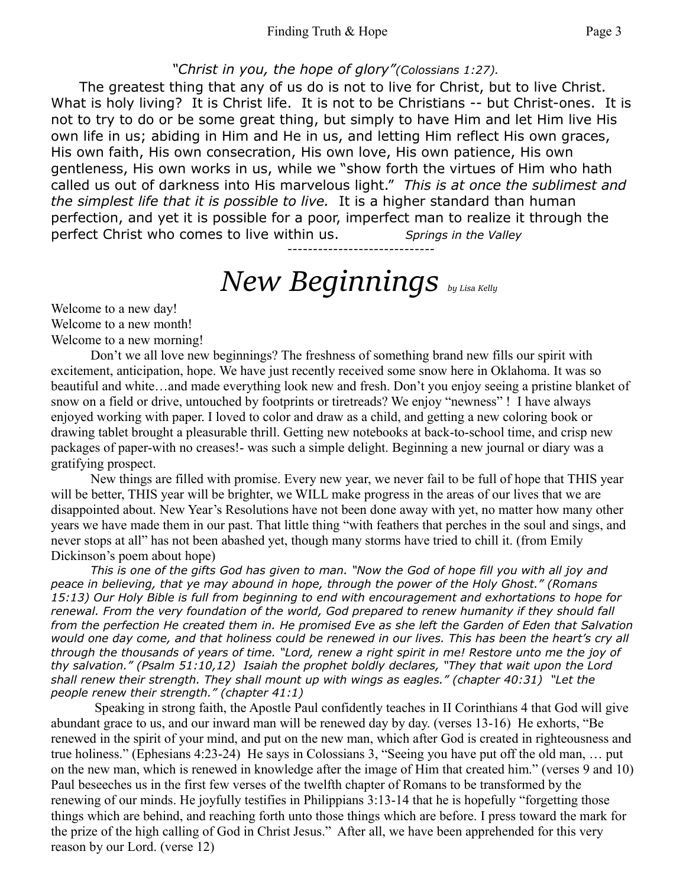*"Christ in you, the hope of glory"(Colossians 1:27).*

The greatest thing that any of us do is not to live for Christ, but to live Christ. What is holy living? It is Christ life. It is not to be Christians -- but Christ-ones. It is not to try to do or be some great thing, but simply to have Him and let Him live His own life in us; abiding in Him and He in us, and letting Him reflect His own graces, His own faith, His own consecration, His own love, His own patience, His own gentleness, His own works in us, while we "show forth the virtues of Him who hath called us out of darkness into His marvelous light." *This is at once the sublimest and the simplest life that it is possible to live.* It is a higher standard than human perfection, and yet it is possible for a poor, imperfect man to realize it through the perfect Christ who comes to live within us. *Springs in the Valley*

----------------------------

# *New Beginnings* *by Lisa Kelly*

Welcome to a new day!
Welcome to a new month!
Welcome to a new morning!

Don't we all love new beginnings? The freshness of something brand new fills our spirit with excitement, anticipation, hope. We have just recently received some snow here in Oklahoma. It was so beautiful and white…and made everything look new and fresh. Don't you enjoy seeing a pristine blanket of snow on a field or drive, untouched by footprints or tiretreads? We enjoy "newness" ! I have always enjoyed working with paper. I loved to color and draw as a child, and getting a new coloring book or drawing tablet brought a pleasurable thrill. Getting new notebooks at back-to-school time, and crisp new packages of paper-with no creases!- was such a simple delight. Beginning a new journal or diary was a gratifying prospect.

New things are filled with promise. Every new year, we never fail to be full of hope that THIS year will be better, THIS year will be brighter, we WILL make progress in the areas of our lives that we are disappointed about. New Year's Resolutions have not been done away with yet, no matter how many other years we have made them in our past. That little thing "with feathers that perches in the soul and sings, and never stops at all" has not been abashed yet, though many storms have tried to chill it. (from Emily Dickinson's poem about hope)

*This is one of the gifts God has given to man. "Now the God of hope fill you with all joy and peace in believing, that ye may abound in hope, through the power of the Holy Ghost." (Romans 15:13) Our Holy Bible is full from beginning to end with encouragement and exhortations to hope for renewal. From the very foundation of the world, God prepared to renew humanity if they should fall from the perfection He created them in. He promised Eve as she left the Garden of Eden that Salvation would one day come, and that holiness could be renewed in our lives. This has been the heart's cry all through the thousands of years of time. "Lord, renew a right spirit in me! Restore unto me the joy of thy salvation." (Psalm 51:10,12) Isaiah the prophet boldly declares, "They that wait upon the Lord shall renew their strength. They shall mount up with wings as eagles." (chapter 40:31) "Let the people renew their strength." (chapter 41:1)*

Speaking in strong faith, the Apostle Paul confidently teaches in II Corinthians 4 that God will give abundant grace to us, and our inward man will be renewed day by day. (verses 13-16) He exhorts, "Be renewed in the spirit of your mind, and put on the new man, which after God is created in righteousness and true holiness." (Ephesians 4:23-24) He says in Colossians 3, "Seeing you have put off the old man, … put on the new man, which is renewed in knowledge after the image of Him that created him." (verses 9 and 10) Paul beseeches us in the first few verses of the twelfth chapter of Romans to be transformed by the renewing of our minds. He joyfully testifies in Philippians 3:13-14 that he is hopefully "forgetting those things which are behind, and reaching forth unto those things which are before. I press toward the mark for the prize of the high calling of God in Christ Jesus." After all, we have been apprehended for this very reason by our Lord. (verse 12)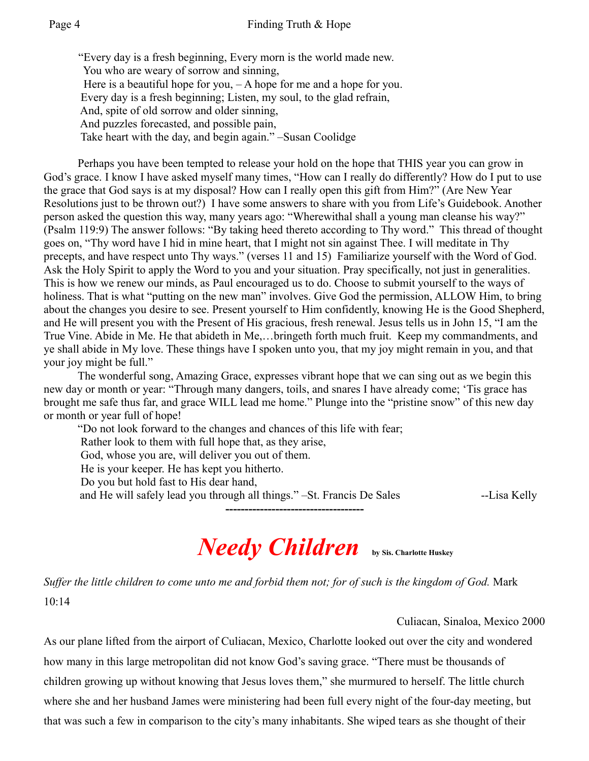"Every day is a fresh beginning, Every morn is the world made new.
You who are weary of sorrow and sinning,
Here is a beautiful hope for you, – A hope for me and a hope for you.
Every day is a fresh beginning; Listen, my soul, to the glad refrain,
And, spite of old sorrow and older sinning,
And puzzles forecasted, and possible pain,
Take heart with the day, and begin again." –Susan Coolidge

Perhaps you have been tempted to release your hold on the hope that THIS year you can grow in God's grace. I know I have asked myself many times, "How can I really do differently? How do I put to use the grace that God says is at my disposal? How can I really open this gift from Him?" (Are New Year Resolutions just to be thrown out?) I have some answers to share with you from Life's Guidebook. Another person asked the question this way, many years ago: "Wherewithal shall a young man cleanse his way?" (Psalm 119:9) The answer follows: "By taking heed thereto according to Thy word." This thread of thought goes on, "Thy word have I hid in mine heart, that I might not sin against Thee. I will meditate in Thy precepts, and have respect unto Thy ways." (verses 11 and 15) Familiarize yourself with the Word of God. Ask the Holy Spirit to apply the Word to you and your situation. Pray specifically, not just in generalities. This is how we renew our minds, as Paul encouraged us to do. Choose to submit yourself to the ways of holiness. That is what "putting on the new man" involves. Give God the permission, ALLOW Him, to bring about the changes you desire to see. Present yourself to Him confidently, knowing He is the Good Shepherd, and He will present you with the Present of His gracious, fresh renewal. Jesus tells us in John 15, "I am the True Vine. Abide in Me. He that abideth in Me,…bringeth forth much fruit. Keep my commandments, and ye shall abide in My love. These things have I spoken unto you, that my joy might remain in you, and that your joy might be full."

The wonderful song, Amazing Grace, expresses vibrant hope that we can sing out as we begin this new day or month or year: "Through many dangers, toils, and snares I have already come; 'Tis grace has brought me safe thus far, and grace WILL lead me home." Plunge into the "pristine snow" of this new day or month or year full of hope!

"Do not look forward to the changes and chances of this life with fear;
Rather look to them with full hope that, as they arise,
God, whose you are, will deliver you out of them.
He is your keeper. He has kept you hitherto.
Do you but hold fast to His dear hand,
and He will safely lead you through all things." –St. Francis De Sales

--Lisa Kelly

-----------------------------------

# *Needy Children*

**by Sis. Charlotte Huskey**

*Suffer the little children to come unto me and forbid them not; for of such is the kingdom of God.* Mark 10:14

Culiacan, Sinaloa, Mexico 2000

As our plane lifted from the airport of Culiacan, Mexico, Charlotte looked out over the city and wondered how many in this large metropolitan did not know God's saving grace. "There must be thousands of children growing up without knowing that Jesus loves them," she murmured to herself. The little church where she and her husband James were ministering had been full every night of the four-day meeting, but that was such a few in comparison to the city's many inhabitants. She wiped tears as she thought of their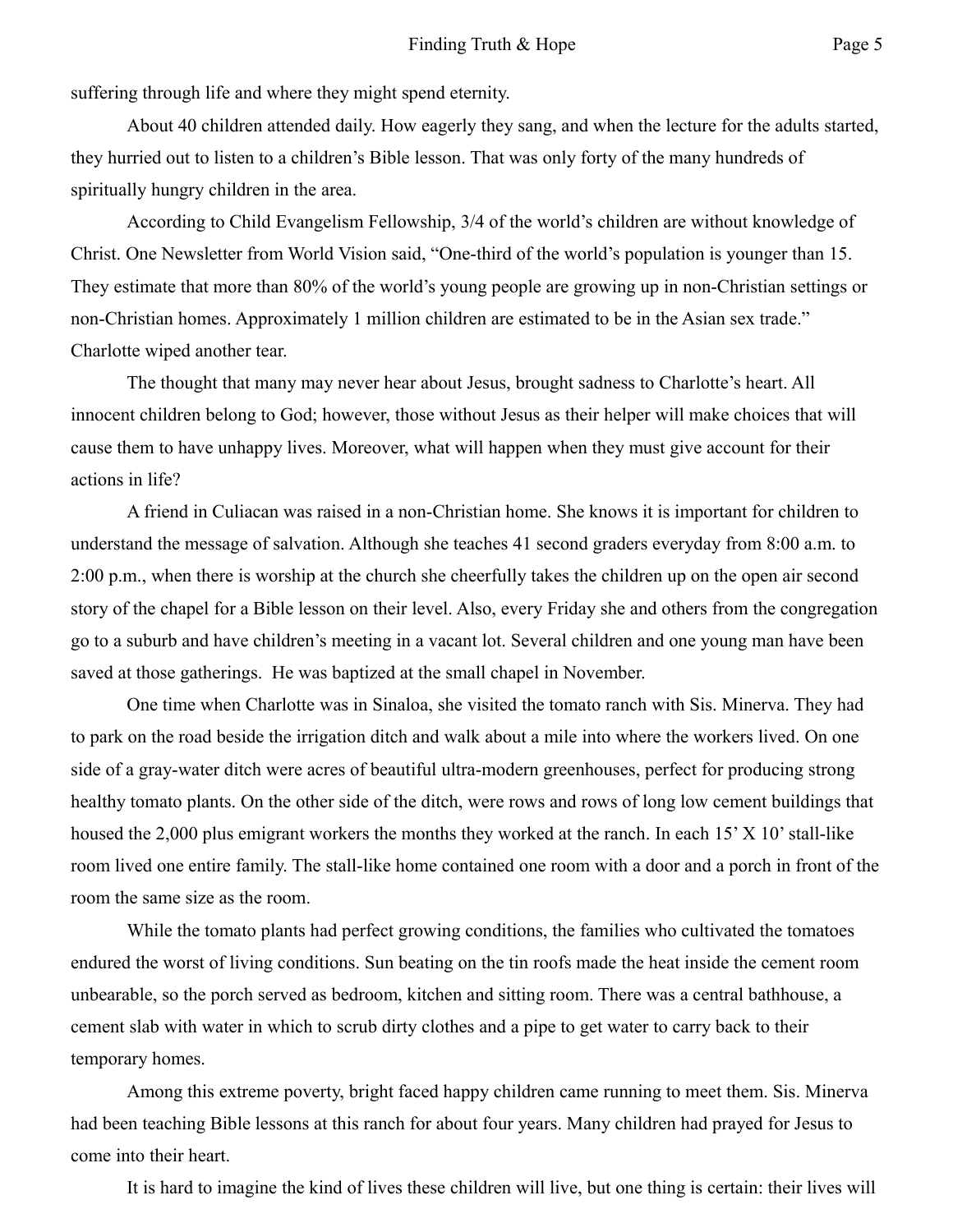suffering through life and where they might spend eternity.

About 40 children attended daily. How eagerly they sang, and when the lecture for the adults started, they hurried out to listen to a children's Bible lesson. That was only forty of the many hundreds of spiritually hungry children in the area.

According to Child Evangelism Fellowship, 3/4 of the world's children are without knowledge of Christ. One Newsletter from World Vision said, "One-third of the world's population is younger than 15. They estimate that more than 80% of the world's young people are growing up in non-Christian settings or non-Christian homes. Approximately 1 million children are estimated to be in the Asian sex trade." Charlotte wiped another tear.

The thought that many may never hear about Jesus, brought sadness to Charlotte's heart. All innocent children belong to God; however, those without Jesus as their helper will make choices that will cause them to have unhappy lives. Moreover, what will happen when they must give account for their actions in life?

A friend in Culiacan was raised in a non-Christian home. She knows it is important for children to understand the message of salvation. Although she teaches 41 second graders everyday from 8:00 a.m. to 2:00 p.m., when there is worship at the church she cheerfully takes the children up on the open air second story of the chapel for a Bible lesson on their level. Also, every Friday she and others from the congregation go to a suburb and have children's meeting in a vacant lot. Several children and one young man have been saved at those gatherings. He was baptized at the small chapel in November.

One time when Charlotte was in Sinaloa, she visited the tomato ranch with Sis. Minerva. They had to park on the road beside the irrigation ditch and walk about a mile into where the workers lived. On one side of a gray-water ditch were acres of beautiful ultra-modern greenhouses, perfect for producing strong healthy tomato plants. On the other side of the ditch, were rows and rows of long low cement buildings that housed the 2,000 plus emigrant workers the months they worked at the ranch. In each 15' X 10' stall-like room lived one entire family. The stall-like home contained one room with a door and a porch in front of the room the same size as the room.

While the tomato plants had perfect growing conditions, the families who cultivated the tomatoes endured the worst of living conditions. Sun beating on the tin roofs made the heat inside the cement room unbearable, so the porch served as bedroom, kitchen and sitting room. There was a central bathhouse, a cement slab with water in which to scrub dirty clothes and a pipe to get water to carry back to their temporary homes.

Among this extreme poverty, bright faced happy children came running to meet them. Sis. Minerva had been teaching Bible lessons at this ranch for about four years. Many children had prayed for Jesus to come into their heart.

It is hard to imagine the kind of lives these children will live, but one thing is certain: their lives will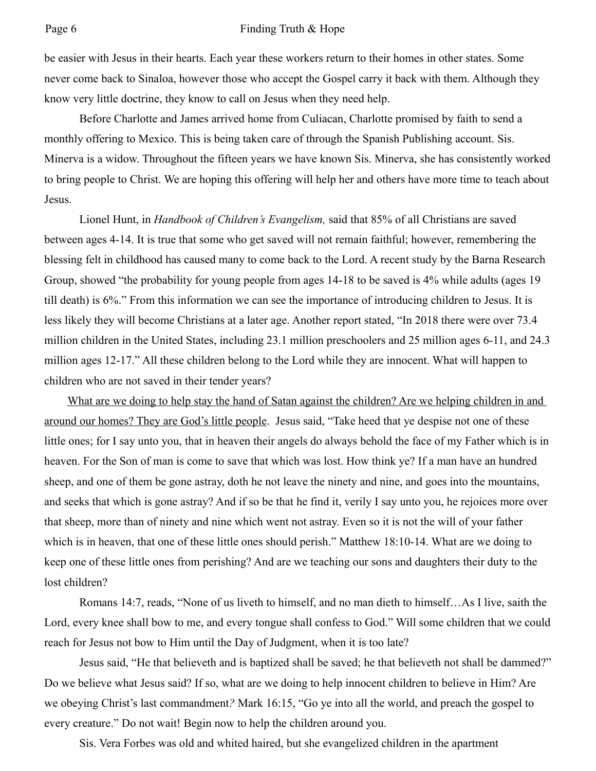be easier with Jesus in their hearts. Each year these workers return to their homes in other states. Some never come back to Sinaloa, however those who accept the Gospel carry it back with them. Although they know very little doctrine, they know to call on Jesus when they need help.

Before Charlotte and James arrived home from Culiacan, Charlotte promised by faith to send a monthly offering to Mexico. This is being taken care of through the Spanish Publishing account. Sis. Minerva is a widow. Throughout the fifteen years we have known Sis. Minerva, she has consistently worked to bring people to Christ. We are hoping this offering will help her and others have more time to teach about Jesus.

Lionel Hunt, in *Handbook of Children's Evangelism,* said that 85% of all Christians are saved between ages 4-14. It is true that some who get saved will not remain faithful; however, remembering the blessing felt in childhood has caused many to come back to the Lord. A recent study by the Barna Research Group, showed "the probability for young people from ages 14-18 to be saved is 4% while adults (ages 19 till death) is 6%." From this information we can see the importance of introducing children to Jesus. It is less likely they will become Christians at a later age. Another report stated, "In 2018 there were over 73.4 million children in the United States, including 23.1 million preschoolers and 25 million ages 6-11, and 24.3 million ages 12-17." All these children belong to the Lord while they are innocent. What will happen to children who are not saved in their tender years?

<u>What are we doing to help stay the hand of Satan against the children? Are we helping children in and around our homes? They are God's little people</u>. Jesus said, "Take heed that ye despise not one of these little ones; for I say unto you, that in heaven their angels do always behold the face of my Father which is in heaven. For the Son of man is come to save that which was lost. How think ye? If a man have an hundred sheep, and one of them be gone astray, doth he not leave the ninety and nine, and goes into the mountains, and seeks that which is gone astray? And if so be that he find it, verily I say unto you, he rejoices more over that sheep, more than of ninety and nine which went not astray. Even so it is not the will of your father which is in heaven, that one of these little ones should perish." Matthew 18:10-14. What are we doing to keep one of these little ones from perishing? And are we teaching our sons and daughters their duty to the lost children?

Romans 14:7, reads, "None of us liveth to himself, and no man dieth to himself…As I live, saith the Lord, every knee shall bow to me, and every tongue shall confess to God." Will some children that we could reach for Jesus not bow to Him until the Day of Judgment, when it is too late?

Jesus said, "He that believeth and is baptized shall be saved; he that believeth not shall be dammed?" Do we believe what Jesus said? If so, what are we doing to help innocent children to believe in Him? Are we obeying Christ's last commandment*?* Mark 16:15, "Go ye into all the world, and preach the gospel to every creature." Do not wait! Begin now to help the children around you.

Sis. Vera Forbes was old and whited haired, but she evangelized children in the apartment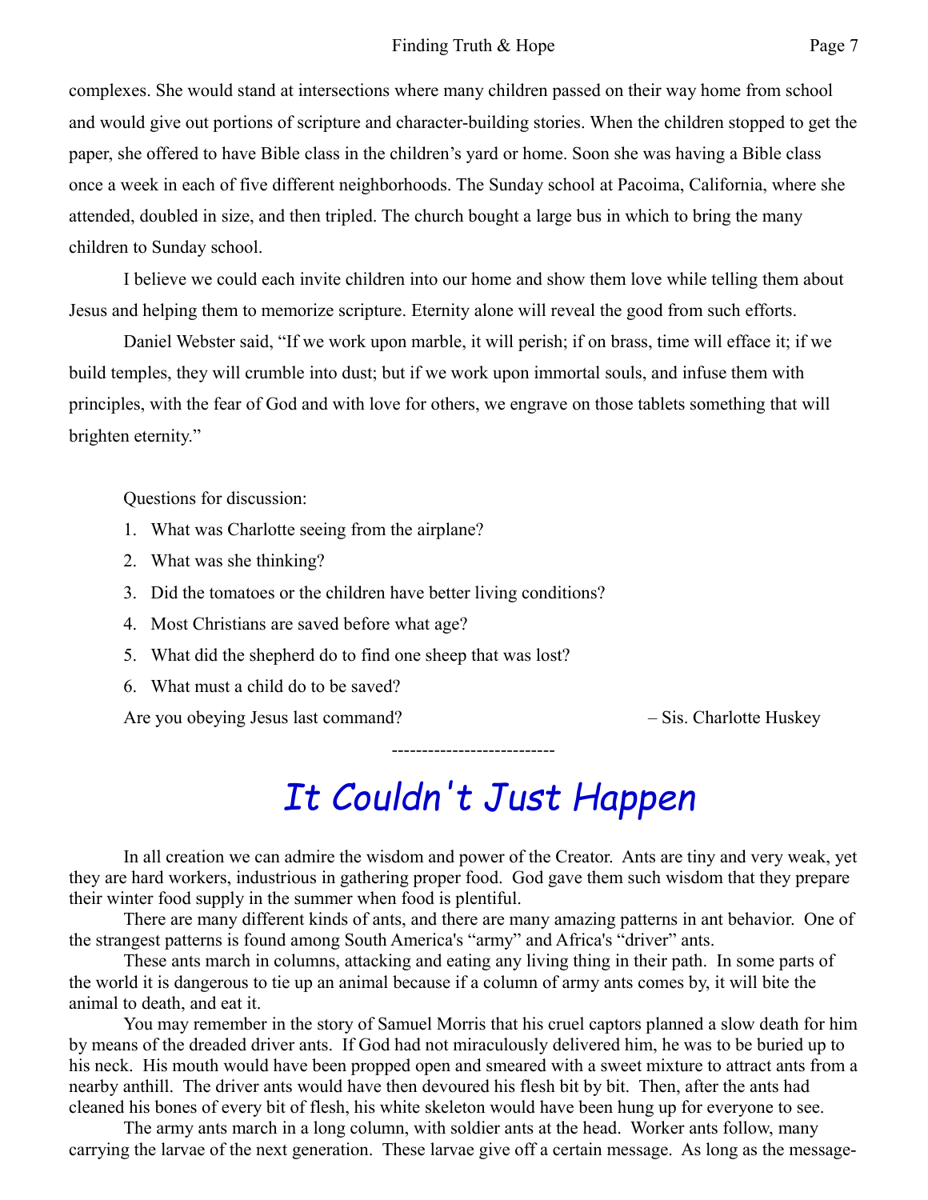complexes. She would stand at intersections where many children passed on their way home from school and would give out portions of scripture and character-building stories. When the children stopped to get the paper, she offered to have Bible class in the children's yard or home. Soon she was having a Bible class once a week in each of five different neighborhoods. The Sunday school at Pacoima, California, where she attended, doubled in size, and then tripled. The church bought a large bus in which to bring the many children to Sunday school.

I believe we could each invite children into our home and show them love while telling them about Jesus and helping them to memorize scripture. Eternity alone will reveal the good from such efforts.

Daniel Webster said, "If we work upon marble, it will perish; if on brass, time will efface it; if we build temples, they will crumble into dust; but if we work upon immortal souls, and infuse them with principles, with the fear of God and with love for others, we engrave on those tablets something that will brighten eternity."

Questions for discussion:

1. What was Charlotte seeing from the airplane?
2. What was she thinking?
3. Did the tomatoes or the children have better living conditions?
4. Most Christians are saved before what age?
5. What did the shepherd do to find one sheep that was lost?
6. What must a child do to be saved?

Are you obeying Jesus last command? – Sis. Charlotte Huskey

---

# It Couldn't Just Happen

In all creation we can admire the wisdom and power of the Creator. Ants are tiny and very weak, yet they are hard workers, industrious in gathering proper food. God gave them such wisdom that they prepare their winter food supply in the summer when food is plentiful.

There are many different kinds of ants, and there are many amazing patterns in ant behavior. One of the strangest patterns is found among South America's "army" and Africa's "driver" ants.

These ants march in columns, attacking and eating any living thing in their path. In some parts of the world it is dangerous to tie up an animal because if a column of army ants comes by, it will bite the animal to death, and eat it.

You may remember in the story of Samuel Morris that his cruel captors planned a slow death for him by means of the dreaded driver ants. If God had not miraculously delivered him, he was to be buried up to his neck. His mouth would have been propped open and smeared with a sweet mixture to attract ants from a nearby anthill. The driver ants would have then devoured his flesh bit by bit. Then, after the ants had cleaned his bones of every bit of flesh, his white skeleton would have been hung up for everyone to see.

The army ants march in a long column, with soldier ants at the head. Worker ants follow, many carrying the larvae of the next generation. These larvae give off a certain message. As long as the message-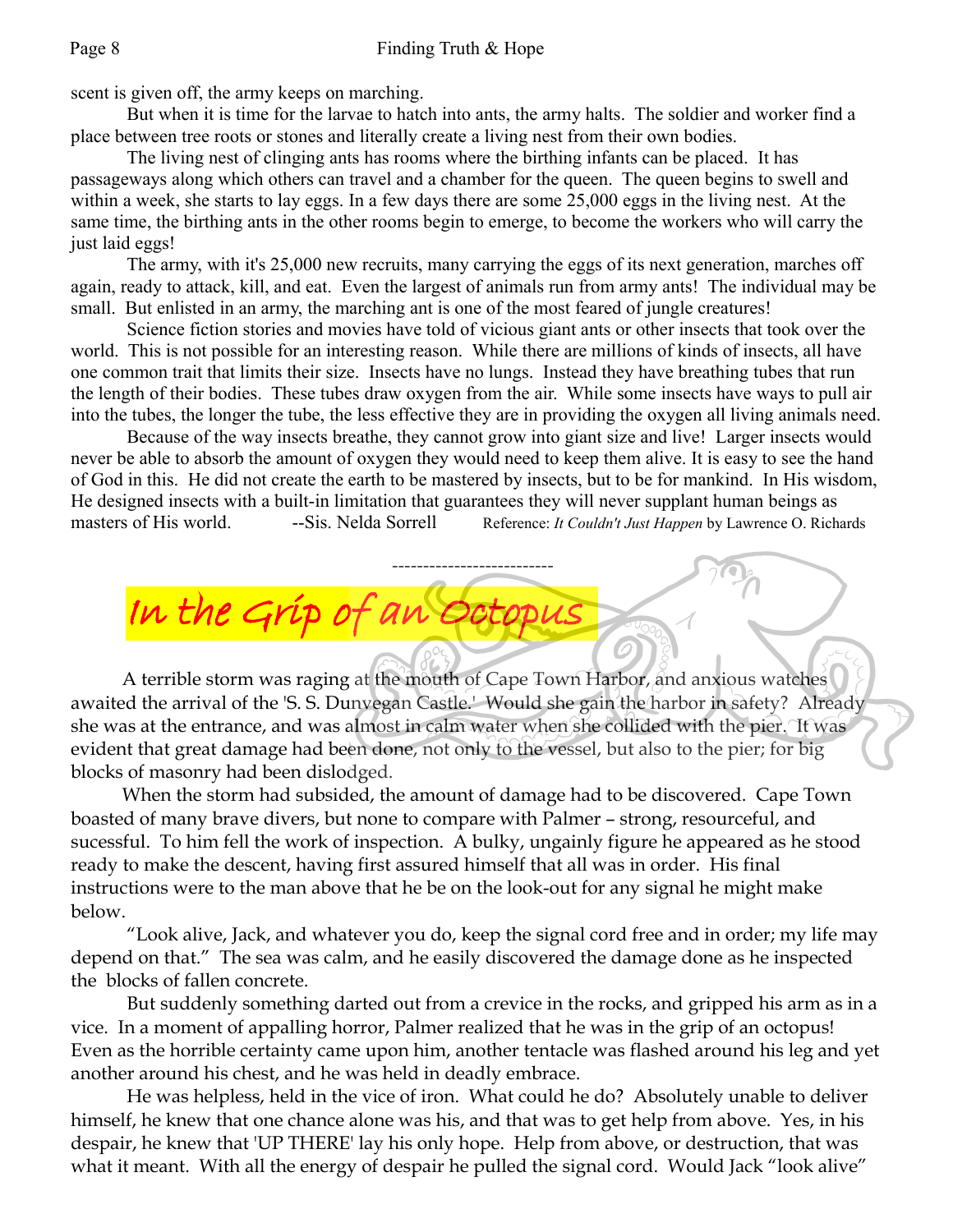scent is given off, the army keeps on marching.

But when it is time for the larvae to hatch into ants, the army halts. The soldier and worker find a place between tree roots or stones and literally create a living nest from their own bodies.

The living nest of clinging ants has rooms where the birthing infants can be placed. It has passageways along which others can travel and a chamber for the queen. The queen begins to swell and within a week, she starts to lay eggs. In a few days there are some 25,000 eggs in the living nest. At the same time, the birthing ants in the other rooms begin to emerge, to become the workers who will carry the just laid eggs!

The army, with it's 25,000 new recruits, many carrying the eggs of its next generation, marches off again, ready to attack, kill, and eat. Even the largest of animals run from army ants! The individual may be small. But enlisted in an army, the marching ant is one of the most feared of jungle creatures!

Science fiction stories and movies have told of vicious giant ants or other insects that took over the world. This is not possible for an interesting reason. While there are millions of kinds of insects, all have one common trait that limits their size. Insects have no lungs. Instead they have breathing tubes that run the length of their bodies. These tubes draw oxygen from the air. While some insects have ways to pull air into the tubes, the longer the tube, the less effective they are in providing the oxygen all living animals need.

Because of the way insects breathe, they cannot grow into giant size and live! Larger insects would never be able to absorb the amount of oxygen they would need to keep them alive. It is easy to see the hand of God in this. He did not create the earth to be mastered by insects, but to be for mankind. In His wisdom, He designed insects with a built-in limitation that guarantees they will never supplant human beings as masters of His world. --Sis. Nelda Sorrell Reference: *It Couldn't Just Happen* by Lawrence O. Richards

--------------------------

# In the Grip of an Octopus

A terrible storm was raging at the mouth of Cape Town Harbor, and anxious watches awaited the arrival of the 'S. S. Dunvegan Castle.' Would she gain the harbor in safety? Already she was at the entrance, and was almost in calm water when she collided with the pier. It was evident that great damage had been done, not only to the vessel, but also to the pier; for big blocks of masonry had been dislodged.

When the storm had subsided, the amount of damage had to be discovered. Cape Town boasted of many brave divers, but none to compare with Palmer – strong, resourceful, and sucessful. To him fell the work of inspection. A bulky, ungainly figure he appeared as he stood ready to make the descent, having first assured himself that all was in order. His final instructions were to the man above that he be on the look-out for any signal he might make below.

"Look alive, Jack, and whatever you do, keep the signal cord free and in order; my life may depend on that." The sea was calm, and he easily discovered the damage done as he inspected the blocks of fallen concrete.

But suddenly something darted out from a crevice in the rocks, and gripped his arm as in a vice. In a moment of appalling horror, Palmer realized that he was in the grip of an octopus! Even as the horrible certainty came upon him, another tentacle was flashed around his leg and yet another around his chest, and he was held in deadly embrace.

He was helpless, held in the vice of iron. What could he do? Absolutely unable to deliver himself, he knew that one chance alone was his, and that was to get help from above. Yes, in his despair, he knew that 'UP THERE' lay his only hope. Help from above, or destruction, that was what it meant. With all the energy of despair he pulled the signal cord. Would Jack "look alive"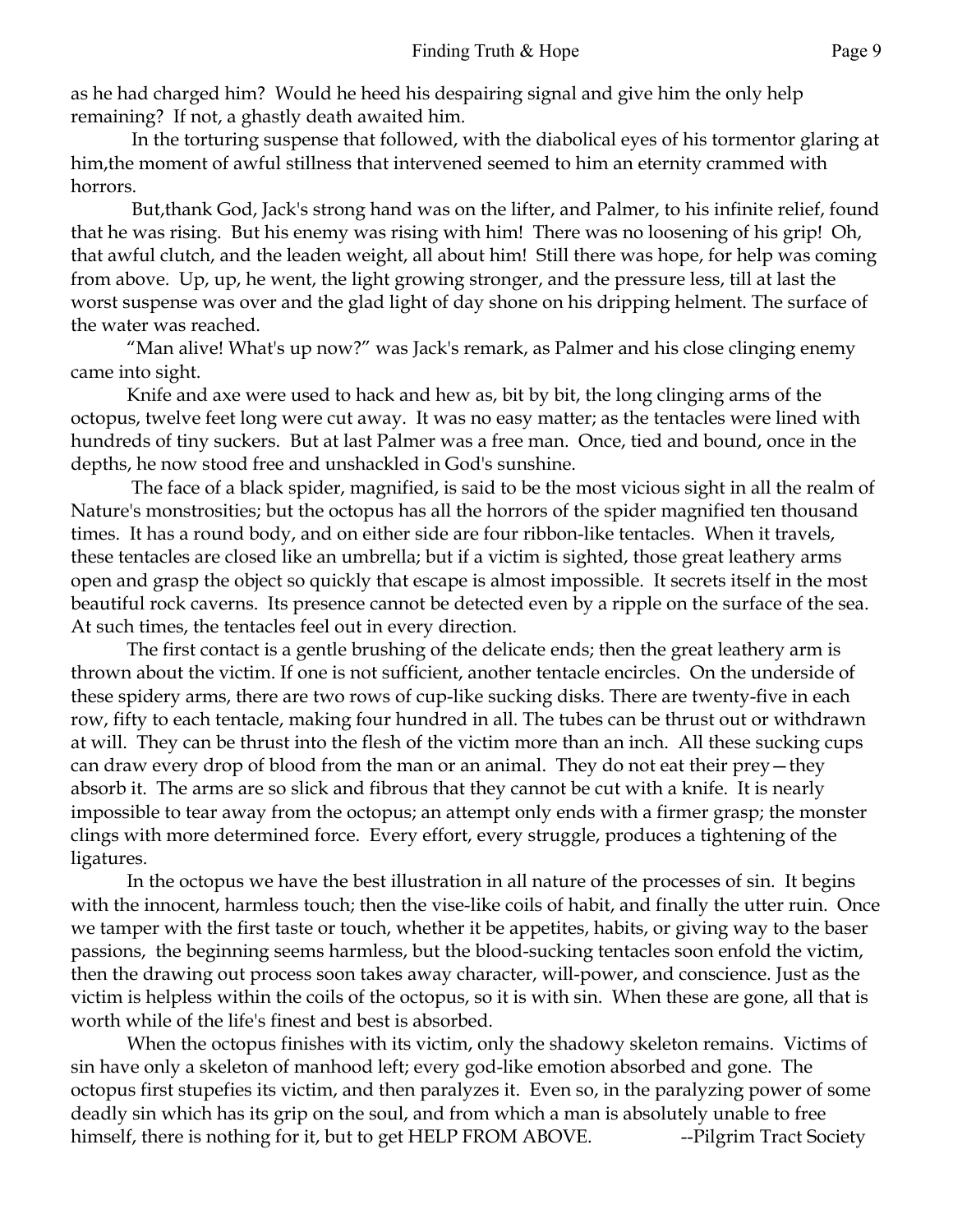as he had charged him? Would he heed his despairing signal and give him the only help remaining? If not, a ghastly death awaited him.

In the torturing suspense that followed, with the diabolical eyes of his tormentor glaring at him,the moment of awful stillness that intervened seemed to him an eternity crammed with horrors.

But,thank God, Jack's strong hand was on the lifter, and Palmer, to his infinite relief, found that he was rising. But his enemy was rising with him! There was no loosening of his grip! Oh, that awful clutch, and the leaden weight, all about him! Still there was hope, for help was coming from above. Up, up, he went, the light growing stronger, and the pressure less, till at last the worst suspense was over and the glad light of day shone on his dripping helment. The surface of the water was reached.

"Man alive! What's up now?" was Jack's remark, as Palmer and his close clinging enemy came into sight.

Knife and axe were used to hack and hew as, bit by bit, the long clinging arms of the octopus, twelve feet long were cut away. It was no easy matter; as the tentacles were lined with hundreds of tiny suckers. But at last Palmer was a free man. Once, tied and bound, once in the depths, he now stood free and unshackled in God's sunshine.

The face of a black spider, magnified, is said to be the most vicious sight in all the realm of Nature's monstrosities; but the octopus has all the horrors of the spider magnified ten thousand times. It has a round body, and on either side are four ribbon-like tentacles. When it travels, these tentacles are closed like an umbrella; but if a victim is sighted, those great leathery arms open and grasp the object so quickly that escape is almost impossible. It secrets itself in the most beautiful rock caverns. Its presence cannot be detected even by a ripple on the surface of the sea. At such times, the tentacles feel out in every direction.

The first contact is a gentle brushing of the delicate ends; then the great leathery arm is thrown about the victim. If one is not sufficient, another tentacle encircles. On the underside of these spidery arms, there are two rows of cup-like sucking disks. There are twenty-five in each row, fifty to each tentacle, making four hundred in all. The tubes can be thrust out or withdrawn at will. They can be thrust into the flesh of the victim more than an inch. All these sucking cups can draw every drop of blood from the man or an animal. They do not eat their prey—they absorb it. The arms are so slick and fibrous that they cannot be cut with a knife. It is nearly impossible to tear away from the octopus; an attempt only ends with a firmer grasp; the monster clings with more determined force. Every effort, every struggle, produces a tightening of the ligatures.

In the octopus we have the best illustration in all nature of the processes of sin. It begins with the innocent, harmless touch; then the vise-like coils of habit, and finally the utter ruin. Once we tamper with the first taste or touch, whether it be appetites, habits, or giving way to the baser passions, the beginning seems harmless, but the blood-sucking tentacles soon enfold the victim, then the drawing out process soon takes away character, will-power, and conscience. Just as the victim is helpless within the coils of the octopus, so it is with sin. When these are gone, all that is worth while of the life's finest and best is absorbed.

When the octopus finishes with its victim, only the shadowy skeleton remains. Victims of sin have only a skeleton of manhood left; every god-like emotion absorbed and gone. The octopus first stupefies its victim, and then paralyzes it. Even so, in the paralyzing power of some deadly sin which has its grip on the soul, and from which a man is absolutely unable to free himself, there is nothing for it, but to get HELP FROM ABOVE. --Pilgrim Tract Society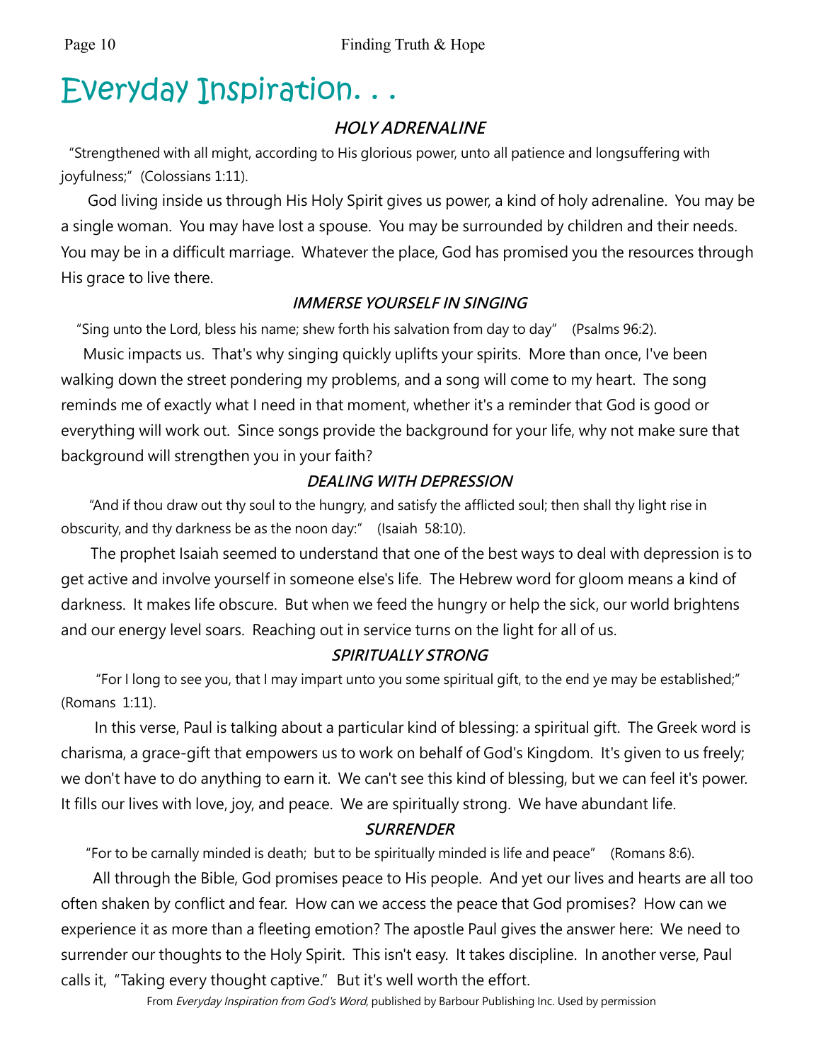# Everyday Inspiration. . .

### *HOLY ADRENALINE*

"Strengthened with all might, according to His glorious power, unto all patience and longsuffering with joyfulness;" (Colossians 1:11).

God living inside us through His Holy Spirit gives us power, a kind of holy adrenaline. You may be a single woman. You may have lost a spouse. You may be surrounded by children and their needs. You may be in a difficult marriage. Whatever the place, God has promised you the resources through His grace to live there.

### *IMMERSE YOURSELF IN SINGING*

"Sing unto the Lord, bless his name; shew forth his salvation from day to day" (Psalms 96:2).

Music impacts us. That's why singing quickly uplifts your spirits. More than once, I've been walking down the street pondering my problems, and a song will come to my heart. The song reminds me of exactly what I need in that moment, whether it's a reminder that God is good or everything will work out. Since songs provide the background for your life, why not make sure that background will strengthen you in your faith?

### *DEALING WITH DEPRESSION*

"And if thou draw out thy soul to the hungry, and satisfy the afflicted soul; then shall thy light rise in obscurity, and thy darkness be as the noon day:" (Isaiah 58:10).

The prophet Isaiah seemed to understand that one of the best ways to deal with depression is to get active and involve yourself in someone else's life. The Hebrew word for gloom means a kind of darkness. It makes life obscure. But when we feed the hungry or help the sick, our world brightens and our energy level soars. Reaching out in service turns on the light for all of us.

### *SPIRITUALLY STRONG*

"For I long to see you, that I may impart unto you some spiritual gift, to the end ye may be established;" (Romans 1:11).

In this verse, Paul is talking about a particular kind of blessing: a spiritual gift. The Greek word is charisma, a grace-gift that empowers us to work on behalf of God's Kingdom. It's given to us freely; we don't have to do anything to earn it. We can't see this kind of blessing, but we can feel it's power. It fills our lives with love, joy, and peace. We are spiritually strong. We have abundant life.

### *SURRENDER*

"For to be carnally minded is death; but to be spiritually minded is life and peace" (Romans 8:6).

All through the Bible, God promises peace to His people. And yet our lives and hearts are all too often shaken by conflict and fear. How can we access the peace that God promises? How can we experience it as more than a fleeting emotion? The apostle Paul gives the answer here: We need to surrender our thoughts to the Holy Spirit. This isn't easy. It takes discipline. In another verse, Paul calls it, "Taking every thought captive." But it's well worth the effort.

From *Everyday Inspiration from God's Word*, published by Barbour Publishing Inc. Used by permission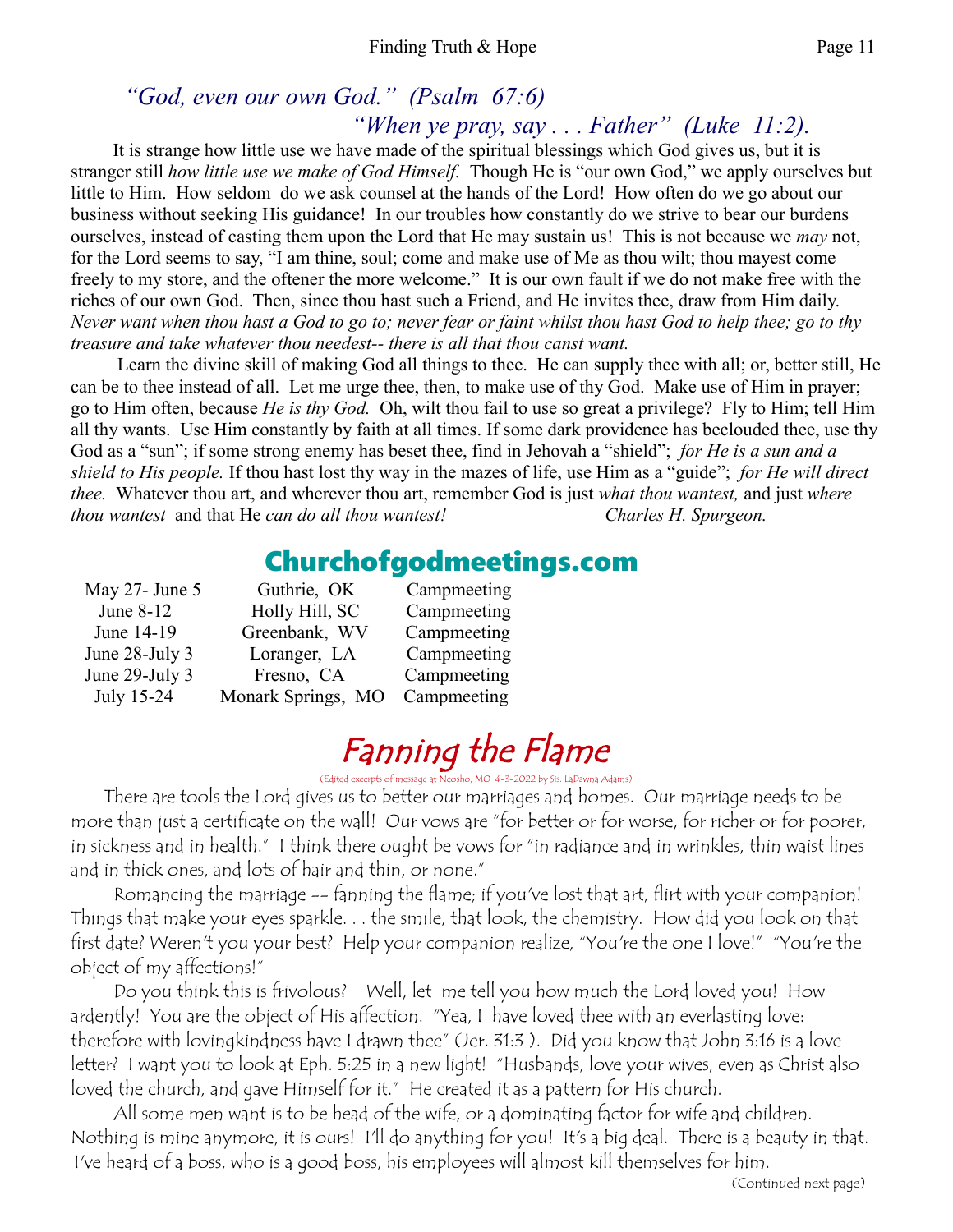*"God, even our own God." (Psalm 67:6)*

*"When ye pray, say . . . Father" (Luke 11:2).*

It is strange how little use we have made of the spiritual blessings which God gives us, but it is stranger still *how little use we make of God Himself.* Though He is "our own God," we apply ourselves but little to Him. How seldom do we ask counsel at the hands of the Lord! How often do we go about our business without seeking His guidance! In our troubles how constantly do we strive to bear our burdens ourselves, instead of casting them upon the Lord that He may sustain us! This is not because we *may* not, for the Lord seems to say, "I am thine, soul; come and make use of Me as thou wilt; thou mayest come freely to my store, and the oftener the more welcome." It is our own fault if we do not make free with the riches of our own God. Then, since thou hast such a Friend, and He invites thee, draw from Him daily. *Never want when thou hast a God to go to; never fear or faint whilst thou hast God to help thee; go to thy treasure and take whatever thou needest-- there is all that thou canst want.*

Learn the divine skill of making God all things to thee. He can supply thee with all; or, better still, He can be to thee instead of all. Let me urge thee, then, to make use of thy God. Make use of Him in prayer; go to Him often, because *He is thy God.* Oh, wilt thou fail to use so great a privilege? Fly to Him; tell Him all thy wants. Use Him constantly by faith at all times. If some dark providence has beclouded thee, use thy God as a "sun"; if some strong enemy has beset thee, find in Jehovah a "shield"; *for He is a sun and a shield to His people.* If thou hast lost thy way in the mazes of life, use Him as a "guide"; *for He will direct thee.* Whatever thou art, and wherever thou art, remember God is just *what thou wantest,* and just *where thou wantest* and that He *can do all thou wantest!* *Charles H. Spurgeon.*

## Churchofgodmeetings.com

| | | |
|---|---|---|
| May 27- June 5 | Guthrie, OK | Campmeeting |
| June 8-12 | Holly Hill, SC | Campmeeting |
| June 14-19 | Greenbank, WV | Campmeeting |
| June 28-July 3 | Loranger, LA | Campmeeting |
| June 29-July 3 | Fresno, CA | Campmeeting |
| July 15-24 | Monark Springs, MO | Campmeeting |

# Fanning the Flame

(Edited excerpts of message at Neosho, MO 4-3-2022 by Sis. LaDawna Adams)

There are tools the Lord gives us to better our marriages and homes. Our marriage needs to be more than just a certificate on the wall! Our vows are "for better or for worse, for richer or for poorer, in sickness and in health." I think there ought be vows for "in radiance and in wrinkles, thin waist lines and in thick ones, and lots of hair and thin, or none."

Romancing the marriage -- fanning the flame; if you've lost that art, flirt with your companion! Things that make your eyes sparkle. . . the smile, that look, the chemistry. How did you look on that first date? Weren't you your best? Help your companion realize, "You're the one I love!" "You're the object of my affections!"

Do you think this is frivolous? Well, let me tell you how much the Lord loved you! How ardently! You are the object of His affection. "Yea, I have loved thee with an everlasting love: therefore with lovingkindness have I drawn thee" (Jer. 31:3 ). Did you know that John 3:16 is a love letter? I want you to look at Eph. 5:25 in a new light! "Husbands, love your wives, even as Christ also loved the church, and gave Himself for it." He created it as a pattern for His church.

All some men want is to be head of the wife, or a dominating factor for wife and children. Nothing is mine anymore, it is ours! I'll do anything for you! It's a big deal. There is a beauty in that. I've heard of a boss, who is a good boss, his employees will almost kill themselves for him.

(Continued next page)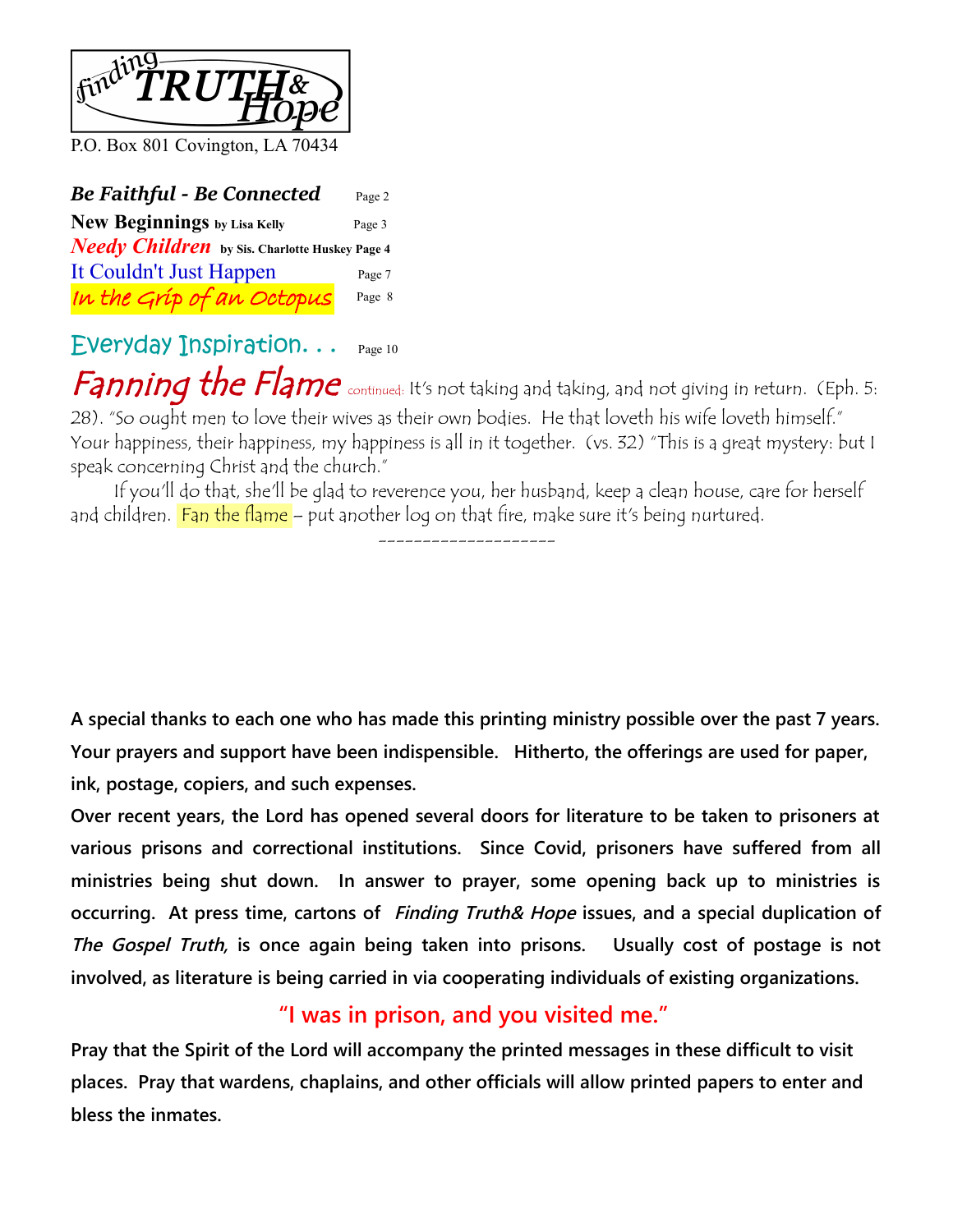# *finding* TRUTH & Hope

P.O. Box 801 Covington, LA 70434

***Be Faithful - Be Connected*** Page 2

**New Beginnings** **by Lisa Kelly** Page 3

***Needy Children*** **by Sis. Charlotte Huskey** **Page 4**

It Couldn't Just Happen Page 7

In the Grip of an Octopus Page 8

Everyday Inspiration. . . Page 10

**Fanning the Flame** continued: It's not taking and taking, and not giving in return. (Eph. 5: 28). "So ought men to love their wives as their own bodies. He that loveth his wife loveth himself." Your happiness, their happiness, my happiness is all in it together. (vs. 32) "This is a great mystery: but I speak concerning Christ and the church."

If you'll do that, she'll be glad to reverence you, her husband, keep a clean house, care for herself and children. Fan the flame – put another log on that fire, make sure it's being nurtured.

---

**A special thanks to each one who has made this printing ministry possible over the past 7 years. Your prayers and support have been indispensible. Hitherto, the offerings are used for paper, ink, postage, copiers, and such expenses.**

**Over recent years, the Lord has opened several doors for literature to be taken to prisoners at various prisons and correctional institutions. Since Covid, prisoners have suffered from all ministries being shut down. In answer to prayer, some opening back up to ministries is occurring. At press time, cartons of *Finding Truth& Hope* issues, and a special duplication of *The Gospel Truth,* is once again being taken into prisons. Usually cost of postage is not involved, as literature is being carried in via cooperating individuals of existing organizations.**

**"I was in prison, and you visited me."**

**Pray that the Spirit of the Lord will accompany the printed messages in these difficult to visit places. Pray that wardens, chaplains, and other officials will allow printed papers to enter and bless the inmates.**